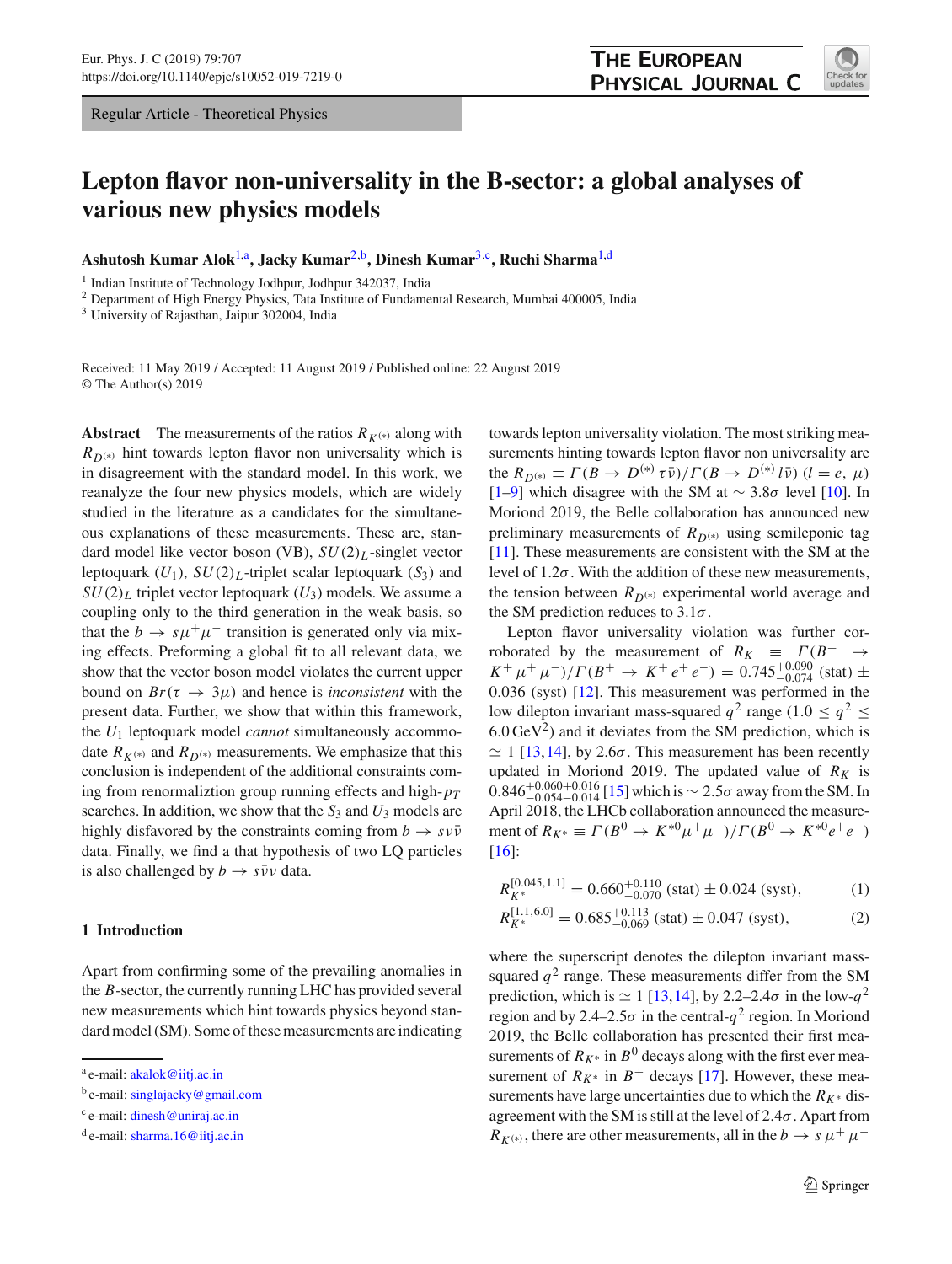# Lepton flavor non-universality in the B-sector: a global analyses of various new physics models

**Ashutosh Kumar Alok**[1,a], **Jacky Kumar**[2,b], **Dinesh Kumar**[3,c], **Ruchi Sharma**[1,d]

[1] Indian Institute of Technology Jodhpur, Jodhpur 342037, India
[2] Department of High Energy Physics, Tata Institute of Fundamental Research, Mumbai 400005, India
[3] University of Rajasthan, Jaipur 302004, India

Received: 11 May 2019 / Accepted: 11 August 2019 / Published online: 22 August 2019
© The Author(s) 2019

**Abstract** The measurements of the ratios $R_{K^{(*)}}$ along with $R_{D^{(*)}}$ hint towards lepton flavor non universality which is in disagreement with the standard model. In this work, we reanalyze the four new physics models, which are widely studied in the literature as a candidates for the simultaneous explanations of these measurements. These are, standard model like vector boson (VB), $SU(2)_L$-singlet vector leptoquark ($U_1$), $SU(2)_L$-triplet scalar leptoquark ($S_3$) and $SU(2)_L$ triplet vector leptoquark ($U_3$) models. We assume a coupling only to the third generation in the weak basis, so that the $b \to s\mu^+\mu^-$ transition is generated only via mixing effects. Preforming a global fit to all relevant data, we show that the vector boson model violates the current upper bound on $Br(\tau \to 3\mu)$ and hence is *inconsistent* with the present data. Further, we show that within this framework, the $U_1$ leptoquark model *cannot* simultaneously accommodate $R_{K^{(*)}}$ and $R_{D^{(*)}}$ measurements. We emphasize that this conclusion is independent of the additional constraints coming from renormalizion group running effects and high-$p_T$ searches. In addition, we show that the $S_3$ and $U_3$ models are highly disfavored by the constraints coming from $b \to s\nu\bar{\nu}$ data. Finally, we find a that hypothesis of two LQ particles is also challenged by $b \to s\bar{\nu}\nu$ data.

## 1 Introduction

Apart from confirming some of the prevailing anomalies in the $B$-sector, the currently running LHC has provided several new measurements which hint towards physics beyond standard model (SM). Some of these measurements are indicating towards lepton universality violation. The most striking measurements hinting towards lepton flavor non universality are the $R_{D^{(*)}} \equiv \Gamma(B \to D^{(*)}\tau\bar{\nu})/\Gamma(B \to D^{(*)}l\bar{\nu})$ $(l = e,\ \mu)$ [1–9] which disagree with the SM at $\sim 3.8\sigma$ level [10]. In Moriond 2019, the Belle collaboration has announced new preliminary measurements of $R_{D^{(*)}}$ using semileponic tag [11]. These measurements are consistent with the SM at the level of $1.2\sigma$. With the addition of these new measurements, the tension between $R_{D^{(*)}}$ experimental world average and the SM prediction reduces to $3.1\sigma$.

Lepton flavor universality violation was further corroborated by the measurement of $R_K \equiv \Gamma(B^+ \to K^+\mu^+\mu^-)/\Gamma(B^+ \to K^+e^+e^-) = 0.745^{+0.090}_{-0.074}$ (stat) $\pm$ 0.036 (syst) [12]. This measurement was performed in the low dilepton invariant mass-squared $q^2$ range ($1.0 \le q^2 \le 6.0\,\text{GeV}^2$) and it deviates from the SM prediction, which is $\simeq 1$ [13,14], by $2.6\sigma$. This measurement has been recently updated in Moriond 2019. The updated value of $R_K$ is $0.846^{+0.060+0.016}_{-0.054-0.014}$ [15] which is $\sim 2.5\sigma$ away from the SM. In April 2018, the LHCb collaboration announced the measurement of $R_{K^*} \equiv \Gamma(B^0 \to K^{*0}\mu^+\mu^-)/\Gamma(B^0 \to K^{*0}e^+e^-)$ [16]:

$$R_{K^*}^{[0.045,1.1]} = 0.660^{+0.110}_{-0.070}\ (\text{stat}) \pm 0.024\ (\text{syst}), \tag{1}$$

$$R_{K^*}^{[1.1,6.0]} = 0.685^{+0.113}_{-0.069}\ (\text{stat}) \pm 0.047\ (\text{syst}), \tag{2}$$

where the superscript denotes the dilepton invariant mass-squared $q^2$ range. These measurements differ from the SM prediction, which is $\simeq 1$ [13,14], by 2.2–$2.4\sigma$ in the low-$q^2$ region and by 2.4–$2.5\sigma$ in the central-$q^2$ region. In Moriond 2019, the Belle collaboration has presented their first measurements of $R_{K^*}$ in $B^0$ decays along with the first ever measurement of $R_{K^*}$ in $B^+$ decays [17]. However, these measurements have large uncertainties due to which the $R_{K^*}$ disagreement with the SM is still at the level of $2.4\sigma$. Apart from $R_{K^{(*)}}$, there are other measurements, all in the $b \to s\,\mu^+\mu^-$

---

[a] e-mail: akalok@iitj.ac.in
[b] e-mail: singlajacky@gmail.com
[c] e-mail: dinesh@uniraj.ac.in
[d] e-mail: sharma.16@iitj.ac.in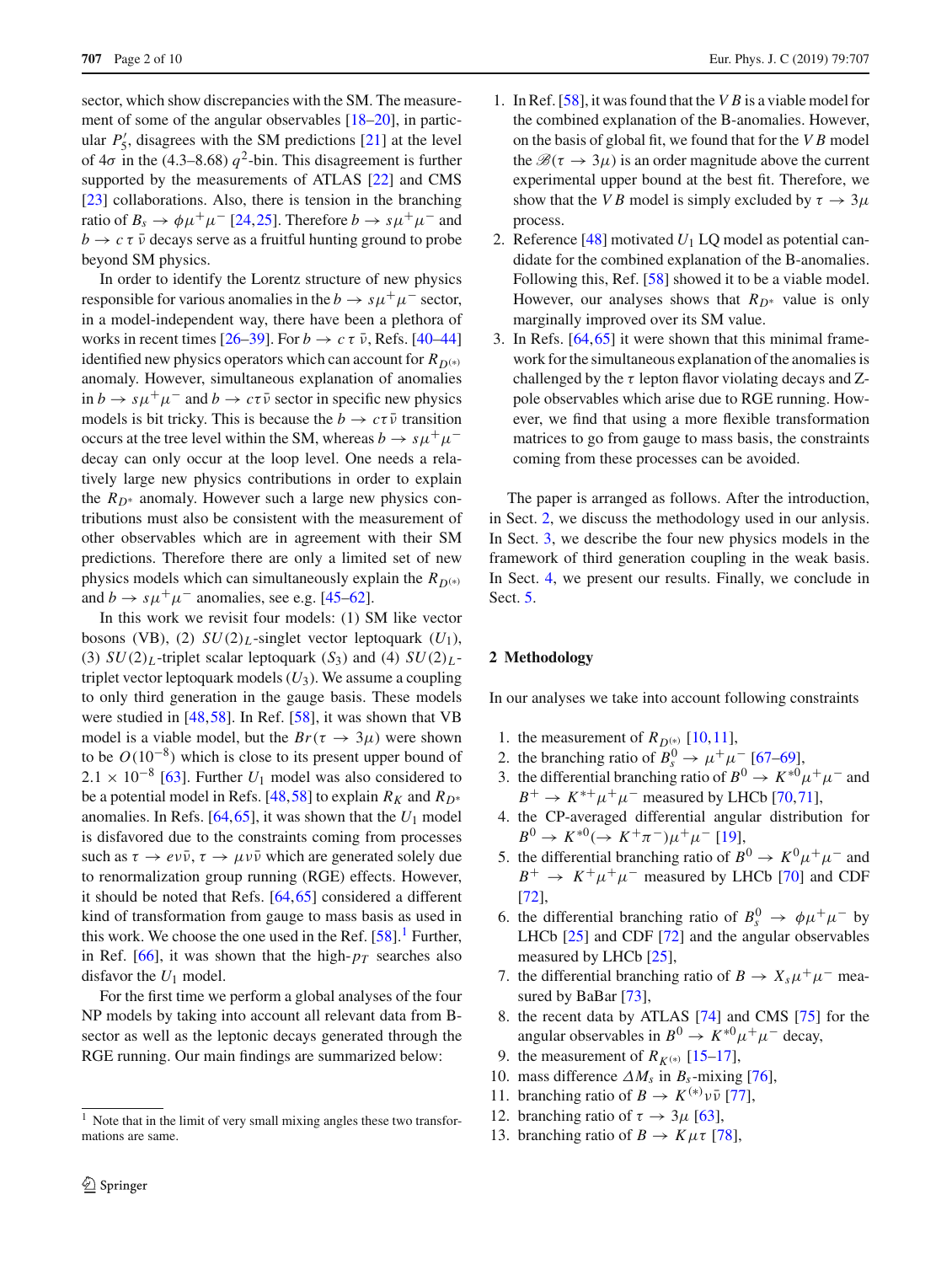sector, which show discrepancies with the SM. The measurement of some of the angular observables [18–20], in particular $P_5'$, disagrees with the SM predictions [21] at the level of 4$\sigma$ in the (4.3–8.68) $q^2$-bin. This disagreement is further supported by the measurements of ATLAS [22] and CMS [23] collaborations. Also, there is tension in the branching ratio of $B_s \to \phi\mu^+\mu^-$ [24,25]. Therefore $b \to s\mu^+\mu^-$ and $b \to c\,\tau\,\bar{\nu}$ decays serve as a fruitful hunting ground to probe beyond SM physics.

In order to identify the Lorentz structure of new physics responsible for various anomalies in the $b \to s\mu^+\mu^-$ sector, in a model-independent way, there have been a plethora of works in recent times [26–39]. For $b \to c\,\tau\,\bar{\nu}$, Refs. [40–44] identified new physics operators which can account for $R_{D^{(*)}}$ anomaly. However, simultaneous explanation of anomalies in $b \to s\mu^+\mu^-$ and $b \to c\tau\bar{\nu}$ sector in specific new physics models is bit tricky. This is because the $b \to c\tau\bar{\nu}$ transition occurs at the tree level within the SM, whereas $b \to s\mu^+\mu^-$ decay can only occur at the loop level. One needs a relatively large new physics contributions in order to explain the $R_{D^*}$ anomaly. However such a large new physics contributions must also be consistent with the measurement of other observables which are in agreement with their SM predictions. Therefore there are only a limited set of new physics models which can simultaneously explain the $R_{D^{(*)}}$ and $b \to s\mu^+\mu^-$ anomalies, see e.g. [45–62].

In this work we revisit four models: (1) SM like vector bosons (VB), (2) $SU(2)_L$-singlet vector leptoquark ($U_1$), (3) $SU(2)_L$-triplet scalar leptoquark ($S_3$) and (4) $SU(2)_L$-triplet vector leptoquark models ($U_3$). We assume a coupling to only third generation in the gauge basis. These models were studied in [48,58]. In Ref. [58], it was shown that VB model is a viable model, but the $Br(\tau \to 3\mu)$ were shown to be $O(10^{-8})$ which is close to its present upper bound of $2.1 \times 10^{-8}$ [63]. Further $U_1$ model was also considered to be a potential model in Refs. [48,58] to explain $R_K$ and $R_{D^*}$ anomalies. In Refs. [64,65], it was shown that the $U_1$ model is disfavored due to the constraints coming from processes such as $\tau \to e\nu\bar{\nu}$, $\tau \to \mu\nu\bar{\nu}$ which are generated solely due to renormalization group running (RGE) effects. However, it should be noted that Refs. [64,65] considered a different kind of transformation from gauge to mass basis as used in this work. We choose the one used in the Ref. [58].[1] Further, in Ref. [66], it was shown that the high-$p_T$ searches also disfavor the $U_1$ model.

For the first time we perform a global analyses of the four NP models by taking into account all relevant data from B-sector as well as the leptonic decays generated through the RGE running. Our main findings are summarized below:

[1] Note that in the limit of very small mixing angles these two transformations are same.

1. In Ref. [58], it was found that the $VB$ is a viable model for the combined explanation of the B-anomalies. However, on the basis of global fit, we found that for the $VB$ model the $\mathscr{B}(\tau \to 3\mu)$ is an order magnitude above the current experimental upper bound at the best fit. Therefore, we show that the $VB$ model is simply excluded by $\tau \to 3\mu$ process.
2. Reference [48] motivated $U_1$ LQ model as potential candidate for the combined explanation of the B-anomalies. Following this, Ref. [58] showed it to be a viable model. However, our analyses shows that $R_{D^*}$ value is only marginally improved over its SM value.
3. In Refs. [64,65] it were shown that this minimal framework for the simultaneous explanation of the anomalies is challenged by the $\tau$ lepton flavor violating decays and Z-pole observables which arise due to RGE running. However, we find that using a more flexible transformation matrices to go from gauge to mass basis, the constraints coming from these processes can be avoided.

The paper is arranged as follows. After the introduction, in Sect. 2, we discuss the methodology used in our anlysis. In Sect. 3, we describe the four new physics models in the framework of third generation coupling in the weak basis. In Sect. 4, we present our results. Finally, we conclude in Sect. 5.

## 2 Methodology

In our analyses we take into account following constraints

1. the measurement of $R_{D^{(*)}}$ [10,11],
2. the branching ratio of $B_s^0 \to \mu^+\mu^-$ [67–69],
3. the differential branching ratio of $B^0 \to K^{*0}\mu^+\mu^-$ and $B^+ \to K^{*+}\mu^+\mu^-$ measured by LHCb [70,71],
4. the CP-averaged differential angular distribution for $B^0 \to K^{*0}(\to K^+\pi^-)\mu^+\mu^-$ [19],
5. the differential branching ratio of $B^0 \to K^0\mu^+\mu^-$ and $B^+ \to K^+\mu^+\mu^-$ measured by LHCb [70] and CDF [72],
6. the differential branching ratio of $B_s^0 \to \phi\mu^+\mu^-$ by LHCb [25] and CDF [72] and the angular observables measured by LHCb [25],
7. the differential branching ratio of $B \to X_s\mu^+\mu^-$ measured by BaBar [73],
8. the recent data by ATLAS [74] and CMS [75] for the angular observables in $B^0 \to K^{*0}\mu^+\mu^-$ decay,
9. the measurement of $R_{K^{(*)}}$ [15–17],
10. mass difference $\Delta M_s$ in $B_s$-mixing [76],
11. branching ratio of $B \to K^{(*)}\nu\bar{\nu}$ [77],
12. branching ratio of $\tau \to 3\mu$ [63],
13. branching ratio of $B \to K\mu\tau$ [78],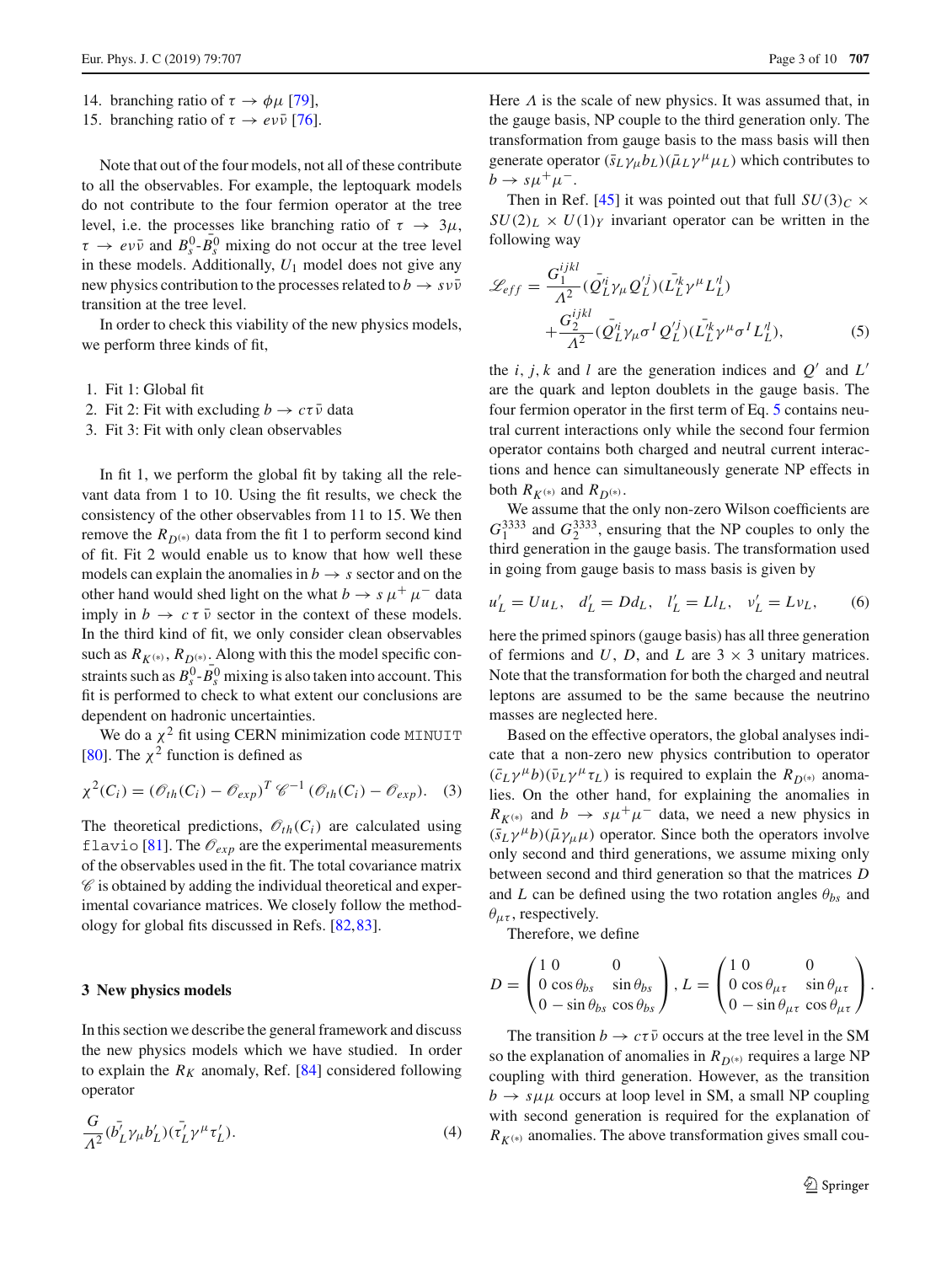14. branching ratio of $\tau \to \phi\mu$ [79],
15. branching ratio of $\tau \to e\nu\bar{\nu}$ [76].

Note that out of the four models, not all of these contribute to all the observables. For example, the leptoquark models do not contribute to the four fermion operator at the tree level, i.e. the processes like branching ratio of $\tau \to 3\mu$, $\tau \to e\nu\bar{\nu}$ and $B_s^0$-$\bar{B}_s^0$ mixing do not occur at the tree level in these models. Additionally, $U_1$ model does not give any new physics contribution to the processes related to $b \to s\nu\bar{\nu}$ transition at the tree level.

In order to check this viability of the new physics models, we perform three kinds of fit,

1. Fit 1: Global fit
2. Fit 2: Fit with excluding $b \to c\tau\bar{\nu}$ data
3. Fit 3: Fit with only clean observables

In fit 1, we perform the global fit by taking all the relevant data from 1 to 10. Using the fit results, we check the consistency of the other observables from 11 to 15. We then remove the $R_{D^{(*)}}$ data from the fit 1 to perform second kind of fit. Fit 2 would enable us to know that how well these models can explain the anomalies in $b \to s$ sector and on the other hand would shed light on the what $b \to s\,\mu^+\mu^-$ data imply in $b \to c\,\tau\,\bar{\nu}$ sector in the context of these models. In the third kind of fit, we only consider clean observables such as $R_{K^{(*)}}$, $R_{D^{(*)}}$. Along with this the model specific constraints such as $B_s^0$-$\bar{B}_s^0$ mixing is also taken into account. This fit is performed to check to what extent our conclusions are dependent on hadronic uncertainties.

We do a $\chi^2$ fit using CERN minimization code `MINUIT` [80]. The $\chi^2$ function is defined as

$$\chi^2(C_i) = (\mathcal{O}_{th}(C_i) - \mathcal{O}_{exp})^T\, \mathcal{C}^{-1}\, (\mathcal{O}_{th}(C_i) - \mathcal{O}_{exp}). \quad (3)$$

The theoretical predictions, $\mathcal{O}_{th}(C_i)$ are calculated using `flavio` [81]. The $\mathcal{O}_{exp}$ are the experimental measurements of the observables used in the fit. The total covariance matrix $\mathcal{C}$ is obtained by adding the individual theoretical and experimental covariance matrices. We closely follow the methodology for global fits discussed in Refs. [82,83].

## 3 New physics models

In this section we describe the general framework and discuss the new physics models which we have studied. In order to explain the $R_K$ anomaly, Ref. [84] considered following operator

$$\frac{G}{\Lambda^2}(\bar{b}_L^{\prime}\gamma_\mu b_L^{\prime})(\bar{\tau}_L^{\prime}\gamma^\mu \tau_L^{\prime}). \quad (4)$$

Here $\Lambda$ is the scale of new physics. It was assumed that, in the gauge basis, NP couple to the third generation only. The transformation from gauge basis to the mass basis will then generate operator $(\bar{s}_L\gamma_\mu b_L)(\bar{\mu}_L\gamma^\mu\mu_L)$ which contributes to $b \to s\mu^+\mu^-$.

Then in Ref. [45] it was pointed out that full $SU(3)_C \times SU(2)_L \times U(1)_Y$ invariant operator can be written in the following way

$$\mathcal{L}_{eff} = \frac{G_1^{ijkl}}{\Lambda^2}(\bar{Q}_L^{\prime i}\gamma_\mu Q_L^{\prime j})(\bar{L}_L^{\prime k}\gamma^\mu L_L^{\prime l}) + \frac{G_2^{ijkl}}{\Lambda^2}(\bar{Q}_L^{\prime i}\gamma_\mu \sigma^I Q_L^{\prime j})(\bar{L}_L^{\prime k}\gamma^\mu \sigma^I L_L^{\prime l}), \quad (5)$$

the $i$, $j$, $k$ and $l$ are the generation indices and $Q^{\prime}$ and $L^{\prime}$ are the quark and lepton doublets in the gauge basis. The four fermion operator in the first term of Eq. 5 contains neutral current interactions only while the second four fermion operator contains both charged and neutral current interactions and hence can simultaneously generate NP effects in both $R_{K^{(*)}}$ and $R_{D^{(*)}}$.

We assume that the only non-zero Wilson coefficients are $G_1^{3333}$ and $G_2^{3333}$, ensuring that the NP couples to only the third generation in the gauge basis. The transformation used in going from gauge basis to mass basis is given by

$$u_L^{\prime} = Uu_L, \quad d_L^{\prime} = Dd_L, \quad l_L^{\prime} = Ll_L, \quad \nu_L^{\prime} = L\nu_L, \quad (6)$$

here the primed spinors (gauge basis) has all three generation of fermions and $U$, $D$, and $L$ are $3 \times 3$ unitary matrices. Note that the transformation for both the charged and neutral leptons are assumed to be the same because the neutrino masses are neglected here.

Based on the effective operators, the global analyses indicate that a non-zero new physics contribution to operator $(\bar{c}_L\gamma^\mu b)(\bar{\nu}_L\gamma_\mu\tau_L)$ is required to explain the $R_{D^{(*)}}$ anomalies. On the other hand, for explaining the anomalies in $R_{K^{(*)}}$ and $b \to s\mu^+\mu^-$ data, we need a new physics in $(\bar{s}_L\gamma^\mu b)(\bar{\mu}\gamma_\mu\mu)$ operator. Since both the operators involve only second and third generations, we assume mixing only between second and third generation so that the matrices $D$ and $L$ can be defined using the two rotation angles $\theta_{bs}$ and $\theta_{\mu\tau}$, respectively.

Therefore, we define

$$D = \begin{pmatrix} 1 & 0 & 0 \\ 0 & \cos\theta_{bs} & \sin\theta_{bs} \\ 0 & -\sin\theta_{bs} & \cos\theta_{bs} \end{pmatrix}, \; L = \begin{pmatrix} 1 & 0 & 0 \\ 0 & \cos\theta_{\mu\tau} & \sin\theta_{\mu\tau} \\ 0 & -\sin\theta_{\mu\tau} & \cos\theta_{\mu\tau} \end{pmatrix}.$$

The transition $b \to c\tau\bar{\nu}$ occurs at the tree level in the SM so the explanation of anomalies in $R_{D^{(*)}}$ requires a large NP coupling with third generation. However, as the transition $b \to s\mu\mu$ occurs at loop level in SM, a small NP coupling with second generation is required for the explanation of $R_{K^{(*)}}$ anomalies. The above transformation gives small cou-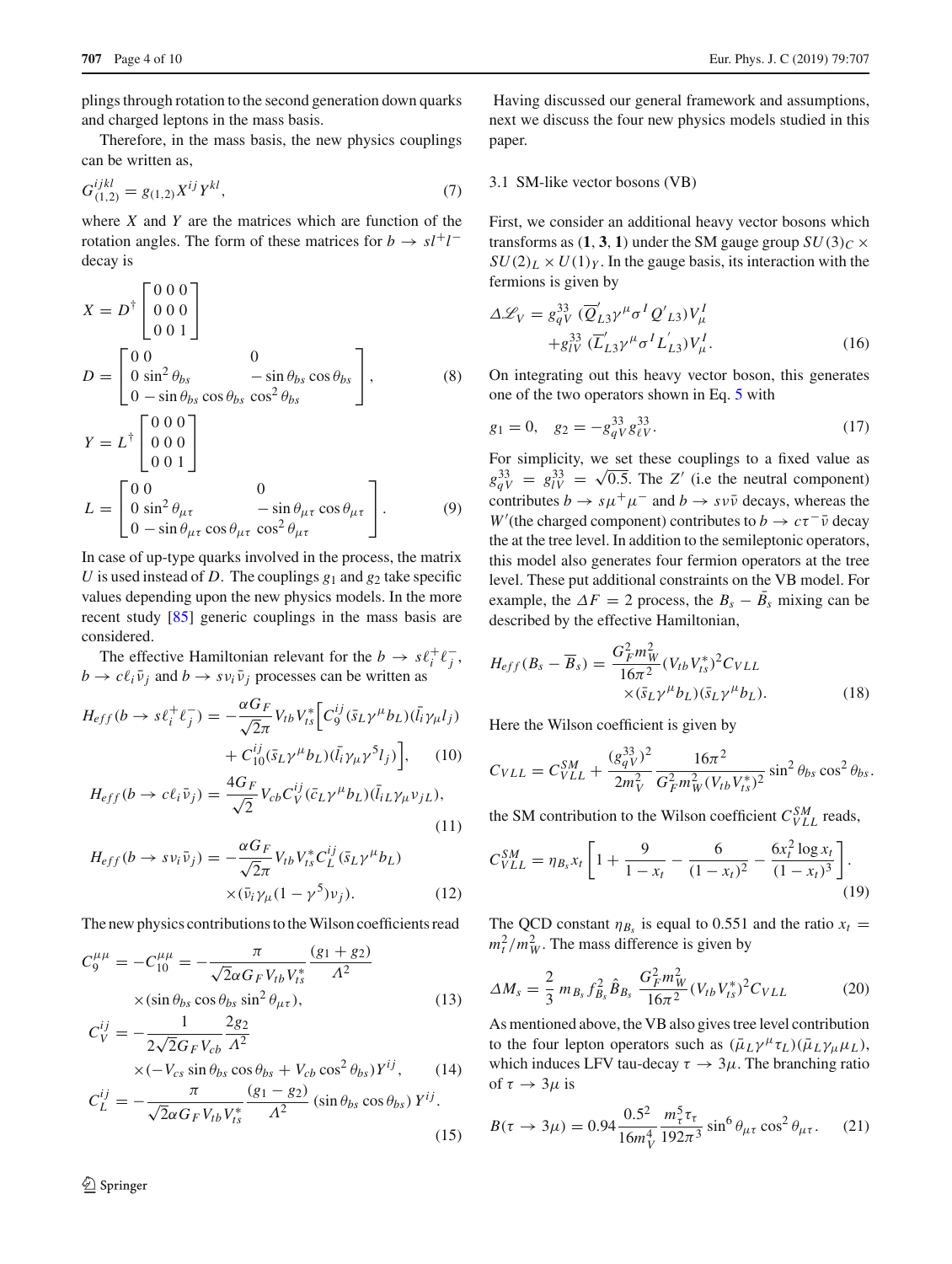plings through rotation to the second generation down quarks and charged leptons in the mass basis.

Therefore, in the mass basis, the new physics couplings can be written as,

$$G^{ijkl}_{(1,2)} = g_{(1,2)} X^{ij} Y^{kl}, \tag{7}$$

where $X$ and $Y$ are the matrices which are function of the rotation angles. The form of these matrices for $b \to s l^+ l^-$ decay is

$$X = D^\dagger \begin{bmatrix} 0 & 0 & 0 \\ 0 & 0 & 0 \\ 0 & 0 & 1 \end{bmatrix}$$

$$D = \begin{bmatrix} 0 & 0 & 0 \\ 0 & \sin^2\theta_{bs} & -\sin\theta_{bs}\cos\theta_{bs} \\ 0 & -\sin\theta_{bs}\cos\theta_{bs} & \cos^2\theta_{bs} \end{bmatrix}, \tag{8}$$

$$Y = L^\dagger \begin{bmatrix} 0 & 0 & 0 \\ 0 & 0 & 0 \\ 0 & 0 & 1 \end{bmatrix}$$

$$L = \begin{bmatrix} 0 & 0 & 0 \\ 0 & \sin^2\theta_{\mu\tau} & -\sin\theta_{\mu\tau}\cos\theta_{\mu\tau} \\ 0 & -\sin\theta_{\mu\tau}\cos\theta_{\mu\tau} & \cos^2\theta_{\mu\tau} \end{bmatrix}. \tag{9}$$

In case of up-type quarks involved in the process, the matrix $U$ is used instead of $D$. The couplings $g_1$ and $g_2$ take specific values depending upon the new physics models. In the more recent study [85] generic couplings in the mass basis are considered.

The effective Hamiltonian relevant for the $b \to s\ell_i^+\ell_j^-$, $b \to c\ell_i\bar{\nu}_j$ and $b \to s\nu_i\bar{\nu}_j$ processes can be written as

$$H_{eff}(b \to s\ell_i^+\ell_j^-) = -\frac{\alpha G_F}{\sqrt{2}\pi} V_{tb}V_{ts}^* \Big[ C_9^{ij} (\bar{s}_L\gamma^\mu b_L)(\bar{l}_i\gamma_\mu l_j) + C_{10}^{ij} (\bar{s}_L\gamma^\mu b_L)(\bar{l}_i\gamma_\mu\gamma^5 l_j) \Big], \tag{10}$$

$$H_{eff}(b \to c\ell_i\bar{\nu}_j) = \frac{4G_F}{\sqrt{2}} V_{cb} C_V^{ij} (\bar{c}_L\gamma^\mu b_L)(\bar{l}_{iL}\gamma_\mu\nu_{jL}), \tag{11}$$

$$H_{eff}(b \to s\nu_i\bar{\nu}_j) = -\frac{\alpha G_F}{\sqrt{2}\pi} V_{tb}V_{ts}^* C_L^{ij} (\bar{s}_L\gamma^\mu b_L) \times (\bar{\nu}_i\gamma_\mu(1-\gamma^5)\nu_j). \tag{12}$$

The new physics contributions to the Wilson coefficients read

$$C_9^{\mu\mu} = -C_{10}^{\mu\mu} = -\frac{\pi}{\sqrt{2}\alpha G_F V_{tb}V_{ts}^*} \frac{(g_1+g_2)}{\Lambda^2} \times (\sin\theta_{bs}\cos\theta_{bs}\sin^2\theta_{\mu\tau}), \tag{13}$$

$$C_V^{ij} = -\frac{1}{2\sqrt{2}G_F V_{cb}} \frac{2g_2}{\Lambda^2} \times (-V_{cs}\sin\theta_{bs}\cos\theta_{bs} + V_{cb}\cos^2\theta_{bs}) Y^{ij}, \tag{14}$$

$$C_L^{ij} = -\frac{\pi}{\sqrt{2}\alpha G_F V_{tb}V_{ts}^*} \frac{(g_1-g_2)}{\Lambda^2} (\sin\theta_{bs}\cos\theta_{bs}) Y^{ij}. \tag{15}$$

Having discussed our general framework and assumptions, next we discuss the four new physics models studied in this paper.

### 3.1 SM-like vector bosons (VB)

First, we consider an additional heavy vector bosons which transforms as $(\mathbf{1}, \mathbf{3}, \mathbf{1})$ under the SM gauge group $SU(3)_C \times SU(2)_L \times U(1)_Y$. In the gauge basis, its interaction with the fermions is given by

$$\Delta\mathscr{L}_V = g_{qV}^{33} (\overline{Q}'_{L3}\gamma^\mu\sigma^I Q'_{L3}) V_\mu^I + g_{lV}^{33} (\overline{L}'_{L3}\gamma^\mu\sigma^I L'_{L3}) V_\mu^I. \tag{16}$$

On integrating out this heavy vector boson, this generates one of the two operators shown in Eq. 5 with

$$g_1 = 0, \quad g_2 = -g_{qV}^{33} g_{\ell V}^{33}. \tag{17}$$

For simplicity, we set these couplings to a fixed value as $g_{qV}^{33} = g_{lV}^{33} = \sqrt{0.5}$. The $Z'$ (i.e the neutral component) contributes $b \to s\mu^+\mu^-$ and $b \to s\nu\bar{\nu}$ decays, whereas the $W'$(the charged component) contributes to $b \to c\tau^-\bar{\nu}$ decay the at the tree level. In addition to the semileptonic operators, this model also generates four fermion operators at the tree level. These put additional constraints on the VB model. For example, the $\Delta F = 2$ process, the $B_s - \bar{B}_s$ mixing can be described by the effective Hamiltonian,

$$H_{eff}(B_s - \overline{B}_s) = \frac{G_F^2 m_W^2}{16\pi^2} (V_{tb}V_{ts}^*)^2 C_{VLL} \times (\bar{s}_L\gamma^\mu b_L)(\bar{s}_L\gamma^\mu b_L). \tag{18}$$

Here the Wilson coefficient is given by

$$C_{VLL} = C_{VLL}^{SM} + \frac{(g_{qV}^{33})^2}{2m_V^2} \frac{16\pi^2}{G_F^2 m_W^2 (V_{tb}V_{ts}^*)^2} \sin^2\theta_{bs}\cos^2\theta_{bs}.$$

the SM contribution to the Wilson coefficient $C_{VLL}^{SM}$ reads,

$$C_{VLL}^{SM} = \eta_{B_s} x_t \left[ 1 + \frac{9}{1-x_t} - \frac{6}{(1-x_t)^2} - \frac{6x_t^2\log x_t}{(1-x_t)^3} \right]. \tag{19}$$

The QCD constant $\eta_{B_s}$ is equal to 0.551 and the ratio $x_t = m_t^2/m_W^2$. The mass difference is given by

$$\Delta M_s = \frac{2}{3} m_{B_s} f_{B_s}^2 \hat{B}_{B_s} \frac{G_F^2 m_W^2}{16\pi^2} (V_{tb}V_{ts}^*)^2 C_{VLL} \tag{20}$$

As mentioned above, the VB also gives tree level contribution to the four lepton operators such as $(\bar{\mu}_L\gamma^\mu\tau_L)(\bar{\mu}_L\gamma_\mu\mu_L)$, which induces LFV tau-decay $\tau \to 3\mu$. The branching ratio of $\tau \to 3\mu$ is

$$B(\tau \to 3\mu) = 0.94 \frac{0.5^2}{16m_V^4} \frac{m_\tau^5 \tau_\tau}{192\pi^3} \sin^6\theta_{\mu\tau}\cos^2\theta_{\mu\tau}. \tag{21}$$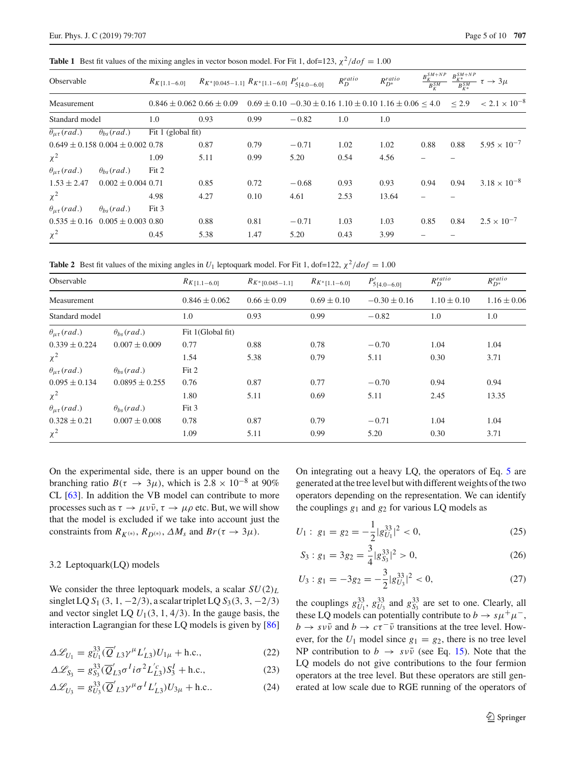**Table 1** Best fit values of the mixing angles in vector boson model. For Fit 1, dof=123, $\chi^2/dof = 1.00$

| Observable | | $R_{K[1.1-6.0]}$ | $R_{K^*[0.045-1.1]}$ | $R_{K^*[1.1-6.0]}$ | $P'_{5[4.0-6.0]}$ | $R_D^{ratio}$ | $R_{D^*}^{ratio}$ | $\frac{B_K^{SM+NP}}{B_K^{SM}}$ | $\frac{B_{K^*}^{SM+NP}}{B_{K^*}^{SM}}$ | $\tau \to 3\mu$ |
|---|---|---|---|---|---|---|---|---|---|---|
| Measurement | | $0.846 \pm 0.062$ | $0.66 \pm 0.09$ | $0.69 \pm 0.10$ | $-0.30 \pm 0.16$ | $1.10 \pm 0.10$ | $1.16 \pm 0.06$ | $\leq 4.0$ | $\leq 2.9$ | $< 2.1 \times 10^{-8}$ |
| Standard model | | 1.0 | 0.93 | 0.99 | $-0.82$ | 1.0 | 1.0 | | | |
| $\theta_{\mu\tau}(rad.)$ | $\theta_{bs}(rad.)$ | Fit 1 (global fit) | | | | | | | | |
| $0.649 \pm 0.158$ | $0.004 \pm 0.002$ | 0.78 | 0.87 | 0.79 | $-0.71$ | 1.02 | 1.02 | 0.88 | 0.88 | $5.95 \times 10^{-7}$ |
| $\chi^2$ | | 1.09 | 5.11 | 0.99 | 5.20 | 0.54 | 4.56 | – | – | |
| $\theta_{\mu\tau}(rad.)$ | $\theta_{bs}(rad.)$ | Fit 2 | | | | | | | | |
| $1.53 \pm 2.47$ | $0.002 \pm 0.004$ | 0.71 | 0.85 | 0.72 | $-0.68$ | 0.93 | 0.93 | 0.94 | 0.94 | $3.18 \times 10^{-8}$ |
| $\chi^2$ | | 4.98 | 4.27 | 0.10 | 4.61 | 2.53 | 13.64 | – | – | |
| $\theta_{\mu\tau}(rad.)$ | $\theta_{bs}(rad.)$ | Fit 3 | | | | | | | | |
| $0.535 \pm 0.16$ | $0.005 \pm 0.003$ | 0.80 | 0.88 | 0.81 | $-0.71$ | 1.03 | 1.03 | 0.85 | 0.84 | $2.5 \times 10^{-7}$ |
| $\chi^2$ | | 0.45 | 5.38 | 1.47 | 5.20 | 0.43 | 3.99 | – | – | |

**Table 2** Best fit values of the mixing angles in $U_1$ leptoquark model. For Fit 1, dof=122, $\chi^2/dof = 1.00$

| Observable | | $R_{K[1.1-6.0]}$ | $R_{K^*[0.045-1.1]}$ | $R_{K^*[1.1-6.0]}$ | $P'_{5[4.0-6.0]}$ | $R_D^{ratio}$ | $R_{D^*}^{ratio}$ |
|---|---|---|---|---|---|---|---|
| Measurement | | $0.846 \pm 0.062$ | $0.66 \pm 0.09$ | $0.69 \pm 0.10$ | $-0.30 \pm 0.16$ | $1.10 \pm 0.10$ | $1.16 \pm 0.06$ |
| Standard model | | 1.0 | 0.93 | 0.99 | $-0.82$ | 1.0 | 1.0 |
| $\theta_{\mu\tau}(rad.)$ | $\theta_{bs}(rad.)$ | Fit 1(Global fit) | | | | | |
| $0.339 \pm 0.224$ | $0.007 \pm 0.009$ | 0.77 | 0.88 | 0.78 | $-0.70$ | 1.04 | 1.04 |
| $\chi^2$ | | 1.54 | 5.38 | 0.79 | 5.11 | 0.30 | 3.71 |
| $\theta_{\mu\tau}(rad.)$ | $\theta_{bs}(rad.)$ | Fit 2 | | | | | |
| $0.095 \pm 0.134$ | $0.0895 \pm 0.255$ | 0.76 | 0.87 | 0.77 | $-0.70$ | 0.94 | 0.94 |
| $\chi^2$ | | 1.80 | 5.11 | 0.69 | 5.11 | 2.45 | 13.35 |
| $\theta_{\mu\tau}(rad.)$ | $\theta_{bs}(rad.)$ | Fit 3 | | | | | |
| $0.328 \pm 0.21$ | $0.007 \pm 0.008$ | 0.78 | 0.87 | 0.79 | $-0.71$ | 1.04 | 1.04 |
| $\chi^2$ | | 1.09 | 5.11 | 0.99 | 5.20 | 0.30 | 3.71 |

On the experimental side, there is an upper bound on the branching ratio $B(\tau \to 3\mu)$, which is $2.8 \times 10^{-8}$ at 90% CL [63]. In addition the VB model can contribute to more processes such as $\tau \to \mu\nu\bar{\nu}$, $\tau \to \mu\rho$ etc. But, we will show that the model is excluded if we take into account just the constraints from $R_{K^{(*)}}$, $R_{D^{(*)}}$, $\Delta M_s$ and $Br(\tau \to 3\mu)$.

### 3.2 Leptoquark(LQ) models

We consider the three leptoquark models, a scalar $SU(2)_L$ singlet LQ $S_1$ $(3, 1, -2/3)$, a scalar triplet LQ $S_3(3, 3, -2/3)$ and vector singlet LQ $U_1(3, 1, 4/3)$. In the gauge basis, the interaction Lagrangian for these LQ models is given by [86]

$$\Delta\mathscr{L}_{U_1} = g_{U_1}^{33}(\overline{Q}'_{L3}\gamma^\mu L'_{L3})U_{1\mu} + \text{h.c.}, \tag{22}$$

$$\Delta\mathscr{L}_{S_3} = g_{S_3}^{33}(\overline{Q}'_{L3}\sigma^I i\sigma^2 L'^{c}_{L3})S_3^I + \text{h.c.}, \tag{23}$$

$$\Delta\mathscr{L}_{U_3} = g_{U_3}^{33}(\overline{Q}'_{L3}\gamma^\mu\sigma^I L'_{L3})U_{3\mu} + \text{h.c.}. \tag{24}$$

On integrating out a heavy LQ, the operators of Eq. 5 are generated at the tree level but with different weights of the two operators depending on the representation. We can identify the couplings $g_1$ and $g_2$ for various LQ models as

$$U_1 : \; g_1 = g_2 = -\frac{1}{2}|g_{U_1}^{33}|^2 < 0, \tag{25}$$

$$S_3 : g_1 = 3g_2 = \frac{3}{4}|g_{S_3}^{33}|^2 > 0, \tag{26}$$

$$U_3 : g_1 = -3g_2 = -\frac{3}{2}|g_{U_3}^{33}|^2 < 0, \tag{27}$$

the couplings $g_{U_1}^{33}$, $g_{U_3}^{33}$ and $g_{S_3}^{33}$ are set to one. Clearly, all these LQ models can potentially contribute to $b \to s\mu^+\mu^-$, $b \to s\nu\bar{\nu}$ and $b \to c\tau^-\bar{\nu}$ transitions at the tree level. However, for the $U_1$ model since $g_1 = g_2$, there is no tree level NP contribution to $b \to s\nu\bar{\nu}$ (see Eq. 15). Note that the LQ models do not give contributions to the four fermion operators at the tree level. But these operators are still generated at low scale due to RGE running of the operators of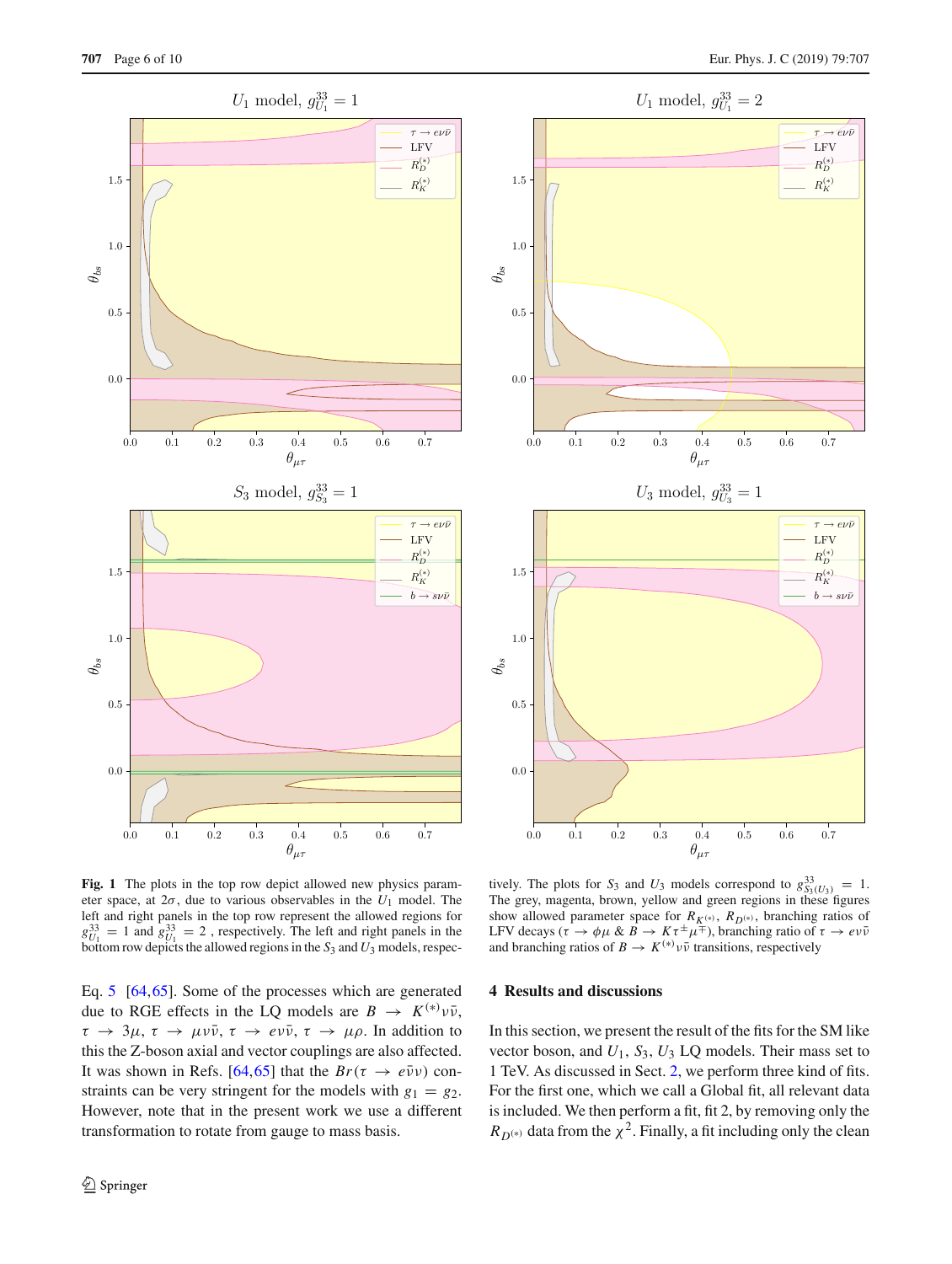**Fig. 1** The plots in the top row depict allowed new physics parameter space, at $2\sigma$, due to various observables in the $U_1$ model. The left and right panels in the top row represent the allowed regions for $g^{33}_{U_1} = 1$ and $g^{33}_{U_1} = 2$ , respectively. The left and right panels in the bottom row depicts the allowed regions in the $S_3$ and $U_3$ models, respectively. The plots for $S_3$ and $U_3$ models correspond to $g^{33}_{S_3(U_3)} = 1$. The grey, magenta, brown, yellow and green regions in these figures show allowed parameter space for $R_{K^{(*)}}$, $R_{D^{(*)}}$, branching ratios of LFV decays ($\tau \to \phi\mu$ & $B \to K\tau^{\pm}\mu^{\mp}$), branching ratio of $\tau \to e\nu\bar{\nu}$ and branching ratios of $B \to K^{(*)}\nu\bar{\nu}$ transitions, respectively

Eq. 5 [64,65]. Some of the processes which are generated due to RGE effects in the LQ models are $B \to K^{(*)}\nu\bar{\nu}$, $\tau \to 3\mu$, $\tau \to \mu\nu\bar{\nu}$, $\tau \to e\nu\bar{\nu}$, $\tau \to \mu\rho$. In addition to this the Z-boson axial and vector couplings are also affected. It was shown in Refs. [64,65] that the $Br(\tau \to e\bar{\nu}\nu)$ constraints can be very stringent for the models with $g_1 = g_2$. However, note that in the present work we use a different transformation to rotate from gauge to mass basis.

## 4 Results and discussions

In this section, we present the result of the fits for the SM like vector boson, and $U_1$, $S_3$, $U_3$ LQ models. Their mass set to 1 TeV. As discussed in Sect. 2, we perform three kind of fits. For the first one, which we call a Global fit, all relevant data is included. We then perform a fit, fit 2, by removing only the $R_{D^{(*)}}$ data from the $\chi^2$. Finally, a fit including only the clean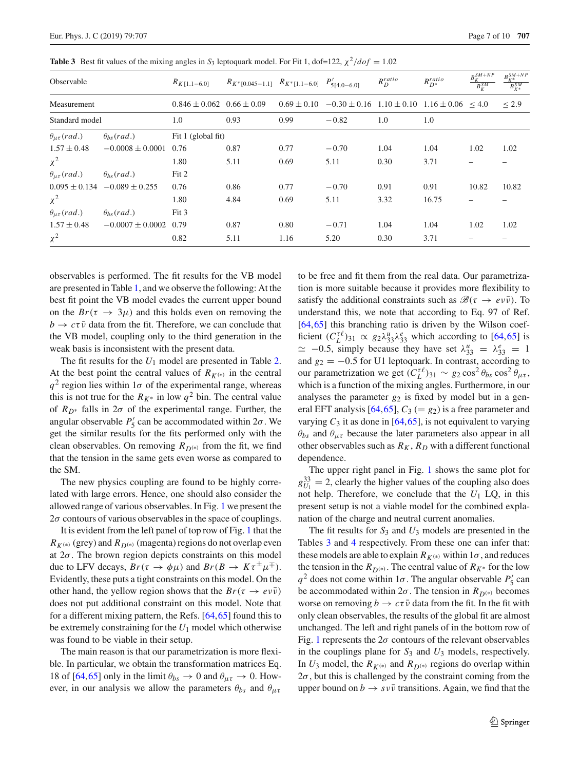**Table 3** Best fit values of the mixing angles in $S_3$ leptoquark model. For Fit 1, dof=122, $\chi^2/dof = 1.02$

| Observable | | $R_{K[1.1-6.0]}$ | $R_{K^*[0.045-1.1]}$ | $R_{K^*[1.1-6.0]}$ | $P'_{5[4.0-6.0]}$ | $R_D^{ratio}$ | $R_{D^*}^{ratio}$ | $\frac{B_K^{SM+NP}}{B_K^{SM}}$ | $\frac{B_{K^*}^{SM+NP}}{B_{K^*}^{SM}}$ |
|---|---|---|---|---|---|---|---|---|---|
| Measurement | | $0.846 \pm 0.062$ | $0.66 \pm 0.09$ | $0.69 \pm 0.10$ | $-0.30 \pm 0.16$ | $1.10 \pm 0.10$ | $1.16 \pm 0.06$ | $\leq 4.0$ | $\leq 2.9$ |
| Standard model | | 1.0 | 0.93 | 0.99 | $-0.82$ | 1.0 | 1.0 | | |
| $\theta_{\mu\tau}(rad.)$ | $\theta_{bs}(rad.)$ | Fit 1 (global fit) | | | | | | | |
| $1.57 \pm 0.48$ | $-0.0008 \pm 0.0001$ | 0.76 | 0.87 | 0.77 | $-0.70$ | 1.04 | 1.04 | 1.02 | 1.02 |
| $\chi^2$ | | 1.80 | 5.11 | 0.69 | 5.11 | 0.30 | 3.71 | – | – |
| $\theta_{\mu\tau}(rad.)$ | $\theta_{bs}(rad.)$ | Fit 2 | | | | | | | |
| $0.095 \pm 0.134$ | $-0.089 \pm 0.255$ | 0.76 | 0.86 | 0.77 | $-0.70$ | 0.91 | 0.91 | 10.82 | 10.82 |
| $\chi^2$ | | 1.80 | 4.84 | 0.69 | 5.11 | 3.32 | 16.75 | – | – |
| $\theta_{\mu\tau}(rad.)$ | $\theta_{bs}(rad.)$ | Fit 3 | | | | | | | |
| $1.57 \pm 0.48$ | $-0.0007 \pm 0.0002$ | 0.79 | 0.87 | 0.80 | $-0.71$ | 1.04 | 1.04 | 1.02 | 1.02 |
| $\chi^2$ | | 0.82 | 5.11 | 1.16 | 5.20 | 0.30 | 3.71 | – | – |

observables is performed. The fit results for the VB model are presented in Table 1, and we observe the following: At the best fit point the VB model evades the current upper bound on the $Br(\tau \to 3\mu)$ and this holds even on removing the $b \to c\tau\bar{\nu}$ data from the fit. Therefore, we can conclude that the VB model, coupling only to the third generation in the weak basis is inconsistent with the present data.

The fit results for the $U_1$ model are presented in Table 2. At the best point the central values of $R_{K^{(*)}}$ in the central $q^2$ region lies within $1\sigma$ of the experimental range, whereas this is not true for the $R_{K^*}$ in low $q^2$ bin. The central value of $R_{D^*}$ falls in $2\sigma$ of the experimental range. Further, the angular observable $P'_5$ can be accommodated within $2\sigma$. We get the similar results for the fits performed only with the clean observables. On removing $R_{D^{(*)}}$ from the fit, we find that the tension in the same gets even worse as compared to the SM.

The new physics coupling are found to be highly correlated with large errors. Hence, one should also consider the allowed range of various observables. In Fig. 1 we present the $2\sigma$ contours of various observables in the space of couplings.

It is evident from the left panel of top row of Fig. 1 that the $R_{K^{(*)}}$ (grey) and $R_{D^{(*)}}$ (magenta) regions do not overlap even at $2\sigma$. The brown region depicts constraints on this model due to LFV decays, $Br(\tau \to \phi\mu)$ and $Br(B \to K\tau^\pm\mu^\mp)$. Evidently, this puts a tight constraints on this model. On the other hand, the yellow region shows that the $Br(\tau \to e\nu\bar{\nu})$ does not put additional constraint on this model. Note that for a different mixing pattern, the Refs. [64,65] found this to be extremely constraining for the $U_1$ model which otherwise was found to be viable in their setup.

The main reason is that our parametrization is more flexible. In particular, we obtain the transformation matrices Eq. 18 of [64,65] only in the limit $\theta_{bs} \to 0$ and $\theta_{\mu\tau} \to 0$. However, in our analysis we allow the parameters $\theta_{bs}$ and $\theta_{\mu\tau}$ to be free and fit them from the real data. Our parametrization is more suitable because it provides more flexibility to satisfy the additional constraints such as $\mathscr{B}(\tau \to e\nu\bar{\nu})$. To understand this, we note that according to Eq. 97 of Ref. [64,65] this branching ratio is driven by the Wilson coefficient $(C_L^{\tau\ell})_{31} \propto g_2\lambda_{33}^u\lambda_{33}^e$ which according to [64,65] is $\simeq -0.5$, simply because they have set $\lambda_{33}^u = \lambda_{33}^e = 1$ and $g_2 = -0.5$ for U1 leptoquark. In contrast, according to our parametrization we get $(C_L^{\tau\ell})_{31} \sim g_2 \cos^2\theta_{bs}\cos^2\theta_{\mu\tau}$, which is a function of the mixing angles. Furthermore, in our analyses the parameter $g_2$ is fixed by model but in a general EFT analysis [64,65], $C_3$ ($= g_2$) is a free parameter and varying $C_3$ it as done in [64,65], is not equivalent to varying $\theta_{bs}$ and $\theta_{\mu\tau}$ because the later parameters also appear in all other observables such as $R_K$, $R_D$ with a different functional dependence.

The upper right panel in Fig. 1 shows the same plot for $g_{U_1}^{33} = 2$, clearly the higher values of the coupling also does not help. Therefore, we conclude that the $U_1$ LQ, in this present setup is not a viable model for the combined explanation of the charge and neutral current anomalies.

The fit results for $S_3$ and $U_3$ models are presented in the Tables 3 and 4 respectively. From these one can infer that: these models are able to explain $R_{K^{(*)}}$ within $1\sigma$, and reduces the tension in the $R_{D^{(*)}}$. The central value of $R_{K^*}$ for the low $q^2$ does not come within $1\sigma$. The angular observable $P'_5$ can be accommodated within $2\sigma$. The tension in $R_{D^{(*)}}$ becomes worse on removing $b \to c\tau\bar{\nu}$ data from the fit. In the fit with only clean observables, the results of the global fit are almost unchanged. The left and right panels of in the bottom row of Fig. 1 represents the $2\sigma$ contours of the relevant observables in the couplings plane for $S_3$ and $U_3$ models, respectively. In $U_3$ model, the $R_{K^{(*)}}$ and $R_{D^{(*)}}$ regions do overlap within $2\sigma$, but this is challenged by the constraint coming from the upper bound on $b \to s\nu\bar{\nu}$ transitions. Again, we find that the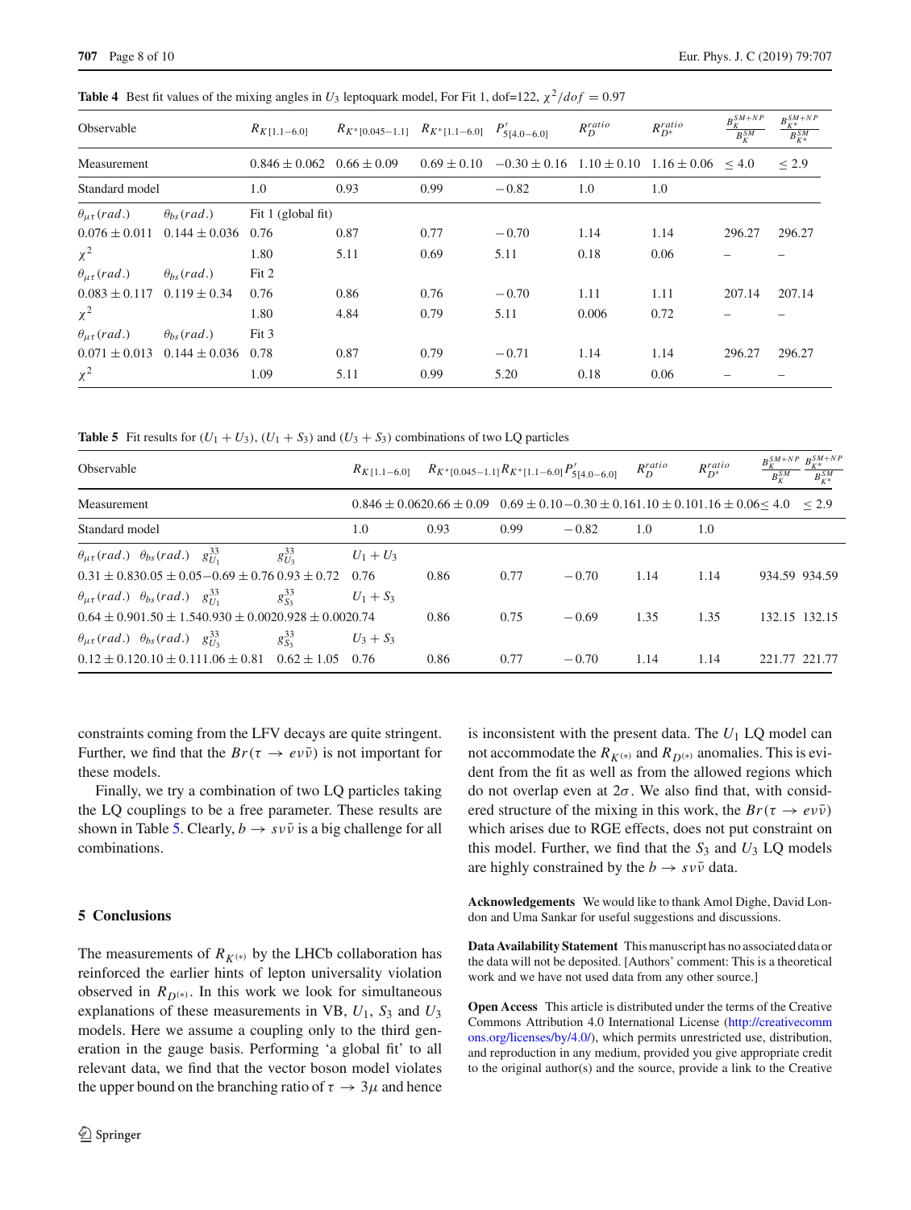**Table 4** Best fit values of the mixing angles in $U_3$ leptoquark model, For Fit 1, dof=122, $\chi^2/dof = 0.97$

| Observable | | $R_{K[1.1-6.0]}$ | $R_{K^*[0.045-1.1]}$ | $R_{K^*[1.1-6.0]}$ | $P'_{5[4.0-6.0]}$ | $R_D^{ratio}$ | $R_{D^*}^{ratio}$ | $\frac{B_K^{SM+NP}}{B_K^{SM}}$ | $\frac{B_{K^*}^{SM+NP}}{B_{K^*}^{SM}}$ |
|---|---|---|---|---|---|---|---|---|---|
| Measurement | | $0.846 \pm 0.062$ | $0.66 \pm 0.09$ | $0.69 \pm 0.10$ | $-0.30 \pm 0.16$ | $1.10 \pm 0.10$ | $1.16 \pm 0.06$ | $\leq 4.0$ | $\leq 2.9$ |
| Standard model | | 1.0 | 0.93 | 0.99 | $-0.82$ | 1.0 | 1.0 | | |
| $\theta_{\mu\tau}(rad.)$ | $\theta_{bs}(rad.)$ | Fit 1 (global fit) | | | | | | | |
| $0.076 \pm 0.011$ | $0.144 \pm 0.036$ | 0.76 | 0.87 | 0.77 | $-0.70$ | 1.14 | 1.14 | 296.27 | 296.27 |
| $\chi^2$ | | 1.80 | 5.11 | 0.69 | 5.11 | 0.18 | 0.06 | – | – |
| $\theta_{\mu\tau}(rad.)$ | $\theta_{bs}(rad.)$ | Fit 2 | | | | | | | |
| $0.083 \pm 0.117$ | $0.119 \pm 0.34$ | 0.76 | 0.86 | 0.76 | $-0.70$ | 1.11 | 1.11 | 207.14 | 207.14 |
| $\chi^2$ | | 1.80 | 4.84 | 0.79 | 5.11 | 0.006 | 0.72 | – | – |
| $\theta_{\mu\tau}(rad.)$ | $\theta_{bs}(rad.)$ | Fit 3 | | | | | | | |
| $0.071 \pm 0.013$ | $0.144 \pm 0.036$ | 0.78 | 0.87 | 0.79 | $-0.71$ | 1.14 | 1.14 | 296.27 | 296.27 |
| $\chi^2$ | | 1.09 | 5.11 | 0.99 | 5.20 | 0.18 | 0.06 | – | – |

**Table 5** Fit results for $(U_1 + U_3)$, $(U_1 + S_3)$ and $(U_3 + S_3)$ combinations of two LQ particles

| Observable | | | | $R_{K[1.1-6.0]}$ | $R_{K^*[0.045-1.1]}$ | $R_{K^*[1.1-6.0]}$ | $P'_{5[4.0-6.0]}$ | $R_D^{ratio}$ | $R_{D^*}^{ratio}$ | $\frac{B_K^{SM+NP}}{B_K^{SM}}$ | $\frac{B_{K^*}^{SM+NP}}{B_{K^*}^{SM}}$ |
|---|---|---|---|---|---|---|---|---|---|---|---|
| Measurement | | | | $0.846 \pm 0.062$ | $0.66 \pm 0.09$ | $0.69 \pm 0.10$ | $-0.30 \pm 0.16$ | $1.10 \pm 0.10$ | $1.16 \pm 0.06$ | $\leq 4.0$ | $\leq 2.9$ |
| Standard model | | | | 1.0 | 0.93 | 0.99 | $-0.82$ | 1.0 | 1.0 | | |
| $\theta_{\mu\tau}(rad.)$ | $\theta_{bs}(rad.)$ | $g_{U_1}^{33}$ | $g_{U_3}^{33}$ | $U_1 + U_3$ | | | | | | | |
| $0.31 \pm 0.83$ | $0.05 \pm 0.05$ | $-0.69 \pm 0.76$ | $0.93 \pm 0.72$ | 0.76 | 0.86 | 0.77 | $-0.70$ | 1.14 | 1.14 | 934.59 | 934.59 |
| $\theta_{\mu\tau}(rad.)$ | $\theta_{bs}(rad.)$ | $g_{U_1}^{33}$ | $g_{S_3}^{33}$ | $U_1 + S_3$ | | | | | | | |
| $0.64 \pm 0.90$ | $1.50 \pm 1.54$ | $0.930 \pm 0.002$ | $0.928 \pm 0.002$ | 0.74 | 0.86 | 0.75 | $-0.69$ | 1.35 | 1.35 | 132.15 | 132.15 |
| $\theta_{\mu\tau}(rad.)$ | $\theta_{bs}(rad.)$ | $g_{U_3}^{33}$ | $g_{S_3}^{33}$ | $U_3 + S_3$ | | | | | | | |
| $0.12 \pm 0.12$ | $0.10 \pm 0.11$ | $1.06 \pm 0.81$ | $0.62 \pm 1.05$ | 0.76 | 0.86 | 0.77 | $-0.70$ | 1.14 | 1.14 | 221.77 | 221.77 |

constraints coming from the LFV decays are quite stringent. Further, we find that the $Br(\tau \to e\nu\bar{\nu})$ is not important for these models.

Finally, we try a combination of two LQ particles taking the LQ couplings to be a free parameter. These results are shown in Table 5. Clearly, $b \to s\nu\bar{\nu}$ is a big challenge for all combinations.

## 5 Conclusions

The measurements of $R_{K^{(*)}}$ by the LHCb collaboration has reinforced the earlier hints of lepton universality violation observed in $R_{D^{(*)}}$. In this work we look for simultaneous explanations of these measurements in VB, $U_1$, $S_3$ and $U_3$ models. Here we assume a coupling only to the third generation in the gauge basis. Performing 'a global fit' to all relevant data, we find that the vector boson model violates the upper bound on the branching ratio of $\tau \to 3\mu$ and hence is inconsistent with the present data. The $U_1$ LQ model can not accommodate the $R_{K^{(*)}}$ and $R_{D^{(*)}}$ anomalies. This is evident from the fit as well as from the allowed regions which do not overlap even at $2\sigma$. We also find that, with considered structure of the mixing in this work, the $Br(\tau \to e\nu\bar{\nu})$ which arises due to RGE effects, does not put constraint on this model. Further, we find that the $S_3$ and $U_3$ LQ models are highly constrained by the $b \to s\nu\bar{\nu}$ data.

**Acknowledgements** We would like to thank Amol Dighe, David London and Uma Sankar for useful suggestions and discussions.

**Data Availability Statement** This manuscript has no associated data or the data will not be deposited. [Authors' comment: This is a theoretical work and we have not used data from any other source.]

**Open Access** This article is distributed under the terms of the Creative Commons Attribution 4.0 International License (http://creativecommons.org/licenses/by/4.0/), which permits unrestricted use, distribution, and reproduction in any medium, provided you give appropriate credit to the original author(s) and the source, provide a link to the Creative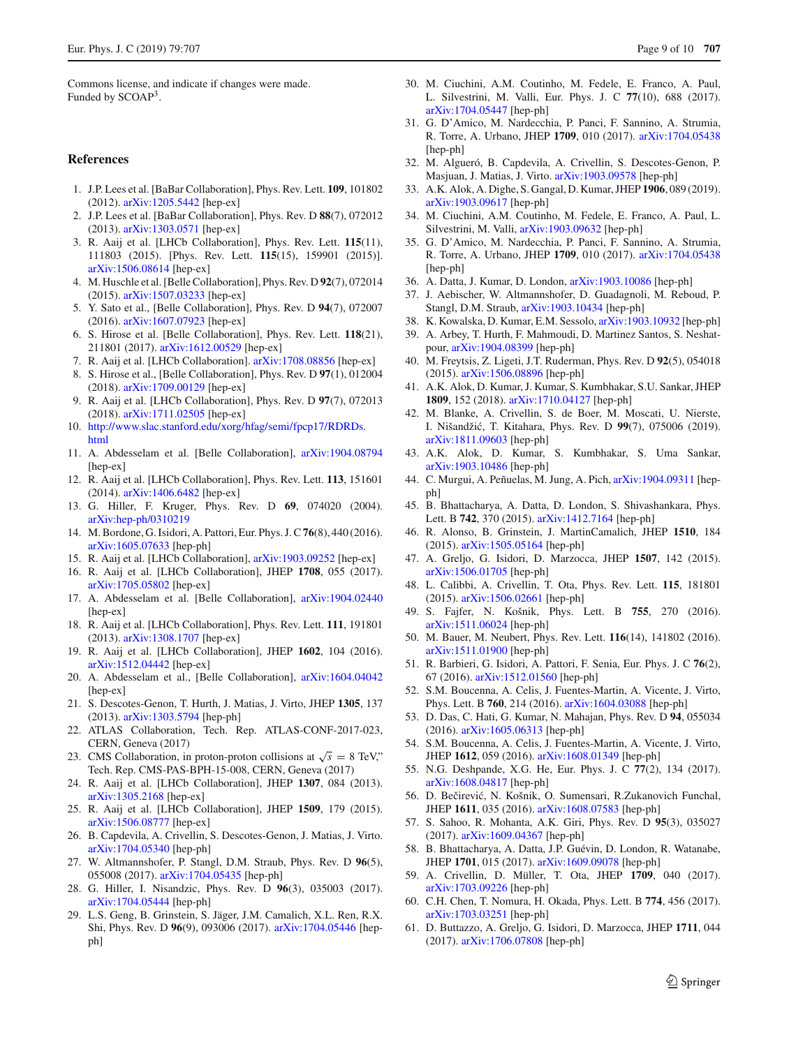Commons license, and indicate if changes were made.
Funded by SCOAP$^3$.

## References

1. J.P. Lees et al. [BaBar Collaboration], Phys. Rev. Lett. **109**, 101802 (2012). arXiv:1205.5442 [hep-ex]
2. J.P. Lees et al. [BaBar Collaboration], Phys. Rev. D **88**(7), 072012 (2013). arXiv:1303.0571 [hep-ex]
3. R. Aaij et al. [LHCb Collaboration], Phys. Rev. Lett. **115**(11), 111803 (2015). [Phys. Rev. Lett. **115**(15), 159901 (2015)]. arXiv:1506.08614 [hep-ex]
4. M. Huschle et al. [Belle Collaboration], Phys. Rev. D **92**(7), 072014 (2015). arXiv:1507.03233 [hep-ex]
5. Y. Sato et al., [Belle Collaboration], Phys. Rev. D **94**(7), 072007 (2016). arXiv:1607.07923 [hep-ex]
6. S. Hirose et al. [Belle Collaboration], Phys. Rev. Lett. **118**(21), 211801 (2017). arXiv:1612.00529 [hep-ex]
7. R. Aaij et al. [LHCb Collaboration]. arXiv:1708.08856 [hep-ex]
8. S. Hirose et al., [Belle Collaboration], Phys. Rev. D **97**(1), 012004 (2018). arXiv:1709.00129 [hep-ex]
9. R. Aaij et al. [LHCb Collaboration], Phys. Rev. D **97**(7), 072013 (2018). arXiv:1711.02505 [hep-ex]
10. http://www.slac.stanford.edu/xorg/hfag/semi/fpcp17/RDRDs.html
11. A. Abdesselam et al. [Belle Collaboration], arXiv:1904.08794 [hep-ex]
12. R. Aaij et al. [LHCb Collaboration], Phys. Rev. Lett. **113**, 151601 (2014). arXiv:1406.6482 [hep-ex]
13. G. Hiller, F. Kruger, Phys. Rev. D **69**, 074020 (2004). arXiv:hep-ph/0310219
14. M. Bordone, G. Isidori, A. Pattori, Eur. Phys. J. C **76**(8), 440 (2016). arXiv:1605.07633 [hep-ph]
15. R. Aaij et al. [LHCb Collaboration], arXiv:1903.09252 [hep-ex]
16. R. Aaij et al. [LHCb Collaboration], JHEP **1708**, 055 (2017). arXiv:1705.05802 [hep-ex]
17. A. Abdesselam et al. [Belle Collaboration], arXiv:1904.02440 [hep-ex]
18. R. Aaij et al. [LHCb Collaboration], Phys. Rev. Lett. **111**, 191801 (2013). arXiv:1308.1707 [hep-ex]
19. R. Aaij et al. [LHCb Collaboration], JHEP **1602**, 104 (2016). arXiv:1512.04442 [hep-ex]
20. A. Abdesselam et al., [Belle Collaboration], arXiv:1604.04042 [hep-ex]
21. S. Descotes-Genon, T. Hurth, J. Matias, J. Virto, JHEP **1305**, 137 (2013). arXiv:1303.5794 [hep-ph]
22. ATLAS Collaboration, Tech. Rep. ATLAS-CONF-2017-023, CERN, Geneva (2017)
23. CMS Collaboration, in proton-proton collisions at $\sqrt{s} = 8$ TeV," Tech. Rep. CMS-PAS-BPH-15-008, CERN, Geneva (2017)
24. R. Aaij et al. [LHCb Collaboration], JHEP **1307**, 084 (2013). arXiv:1305.2168 [hep-ex]
25. R. Aaij et al. [LHCb Collaboration], JHEP **1509**, 179 (2015). arXiv:1506.08777 [hep-ex]
26. B. Capdevila, A. Crivellin, S. Descotes-Genon, J. Matias, J. Virto. arXiv:1704.05340 [hep-ph]
27. W. Altmannshofer, P. Stangl, D.M. Straub, Phys. Rev. D **96**(5), 055008 (2017). arXiv:1704.05435 [hep-ph]
28. G. Hiller, I. Nisandzic, Phys. Rev. D **96**(3), 035003 (2017). arXiv:1704.05444 [hep-ph]
29. L.S. Geng, B. Grinstein, S. Jäger, J.M. Camalich, X.L. Ren, R.X. Shi, Phys. Rev. D **96**(9), 093006 (2017). arXiv:1704.05446 [hep-ph]
30. M. Ciuchini, A.M. Coutinho, M. Fedele, E. Franco, A. Paul, L. Silvestrini, M. Valli, Eur. Phys. J. C **77**(10), 688 (2017). arXiv:1704.05447 [hep-ph]
31. G. D'Amico, M. Nardecchia, P. Panci, F. Sannino, A. Strumia, R. Torre, A. Urbano, JHEP **1709**, 010 (2017). arXiv:1704.05438 [hep-ph]
32. M. Algueró, B. Capdevila, A. Crivellin, S. Descotes-Genon, P. Masjuan, J. Matias, J. Virto. arXiv:1903.09578 [hep-ph]
33. A.K. Alok, A. Dighe, S. Gangal, D. Kumar, JHEP **1906**, 089 (2019). arXiv:1903.09617 [hep-ph]
34. M. Ciuchini, A.M. Coutinho, M. Fedele, E. Franco, A. Paul, L. Silvestrini, M. Valli, arXiv:1903.09632 [hep-ph]
35. G. D'Amico, M. Nardecchia, P. Panci, F. Sannino, A. Strumia, R. Torre, A. Urbano, JHEP **1709**, 010 (2017). arXiv:1704.05438 [hep-ph]
36. A. Datta, J. Kumar, D. London, arXiv:1903.10086 [hep-ph]
37. J. Aebischer, W. Altmannshofer, D. Guadagnoli, M. Reboud, P. Stangl, D.M. Straub, arXiv:1903.10434 [hep-ph]
38. K. Kowalska, D. Kumar, E.M. Sessolo, arXiv:1903.10932 [hep-ph]
39. A. Arbey, T. Hurth, F. Mahmoudi, D. Martinez Santos, S. Neshatpour, arXiv:1904.08399 [hep-ph]
40. M. Freytsis, Z. Ligeti, J.T. Ruderman, Phys. Rev. D **92**(5), 054018 (2015). arXiv:1506.08896 [hep-ph]
41. A.K. Alok, D. Kumar, J. Kumar, S. Kumbhakar, S.U. Sankar, JHEP **1809**, 152 (2018). arXiv:1710.04127 [hep-ph]
42. M. Blanke, A. Crivellin, S. de Boer, M. Moscati, U. Nierste, I. Nišandžić, T. Kitahara, Phys. Rev. D **99**(7), 075006 (2019). arXiv:1811.09603 [hep-ph]
43. A.K. Alok, D. Kumar, S. Kumbhakar, S. Uma Sankar, arXiv:1903.10486 [hep-ph]
44. C. Murgui, A. Peñuelas, M. Jung, A. Pich, arXiv:1904.09311 [hep-ph]
45. B. Bhattacharya, A. Datta, D. London, S. Shivashankara, Phys. Lett. B **742**, 370 (2015). arXiv:1412.7164 [hep-ph]
46. R. Alonso, B. Grinstein, J. MartinCamalich, JHEP **1510**, 184 (2015). arXiv:1505.05164 [hep-ph]
47. A. Greljo, G. Isidori, D. Marzocca, JHEP **1507**, 142 (2015). arXiv:1506.01705 [hep-ph]
48. L. Calibbi, A. Crivellin, T. Ota, Phys. Rev. Lett. **115**, 181801 (2015). arXiv:1506.02661 [hep-ph]
49. S. Fajfer, N. Košnik, Phys. Lett. B **755**, 270 (2016). arXiv:1511.06024 [hep-ph]
50. M. Bauer, M. Neubert, Phys. Rev. Lett. **116**(14), 141802 (2016). arXiv:1511.01900 [hep-ph]
51. R. Barbieri, G. Isidori, A. Pattori, F. Senia, Eur. Phys. J. C **76**(2), 67 (2016). arXiv:1512.01560 [hep-ph]
52. S.M. Boucenna, A. Celis, J. Fuentes-Martin, A. Vicente, J. Virto, Phys. Lett. B **760**, 214 (2016). arXiv:1604.03088 [hep-ph]
53. D. Das, C. Hati, G. Kumar, N. Mahajan, Phys. Rev. D **94**, 055034 (2016). arXiv:1605.06313 [hep-ph]
54. S.M. Boucenna, A. Celis, J. Fuentes-Martin, A. Vicente, J. Virto, JHEP **1612**, 059 (2016). arXiv:1608.01349 [hep-ph]
55. N.G. Deshpande, X.G. He, Eur. Phys. J. C **77**(2), 134 (2017). arXiv:1608.04817 [hep-ph]
56. D. Bečirević, N. Košnik, O. Sumensari, R.Zukanovich Funchal, JHEP **1611**, 035 (2016). arXiv:1608.07583 [hep-ph]
57. S. Sahoo, R. Mohanta, A.K. Giri, Phys. Rev. D **95**(3), 035027 (2017). arXiv:1609.04367 [hep-ph]
58. B. Bhattacharya, A. Datta, J.P. Guévin, D. London, R. Watanabe, JHEP **1701**, 015 (2017). arXiv:1609.09078 [hep-ph]
59. A. Crivellin, D. Müller, T. Ota, JHEP **1709**, 040 (2017). arXiv:1703.09226 [hep-ph]
60. C.H. Chen, T. Nomura, H. Okada, Phys. Lett. B **774**, 456 (2017). arXiv:1703.03251 [hep-ph]
61. D. Buttazzo, A. Greljo, G. Isidori, D. Marzocca, JHEP **1711**, 044 (2017). arXiv:1706.07808 [hep-ph]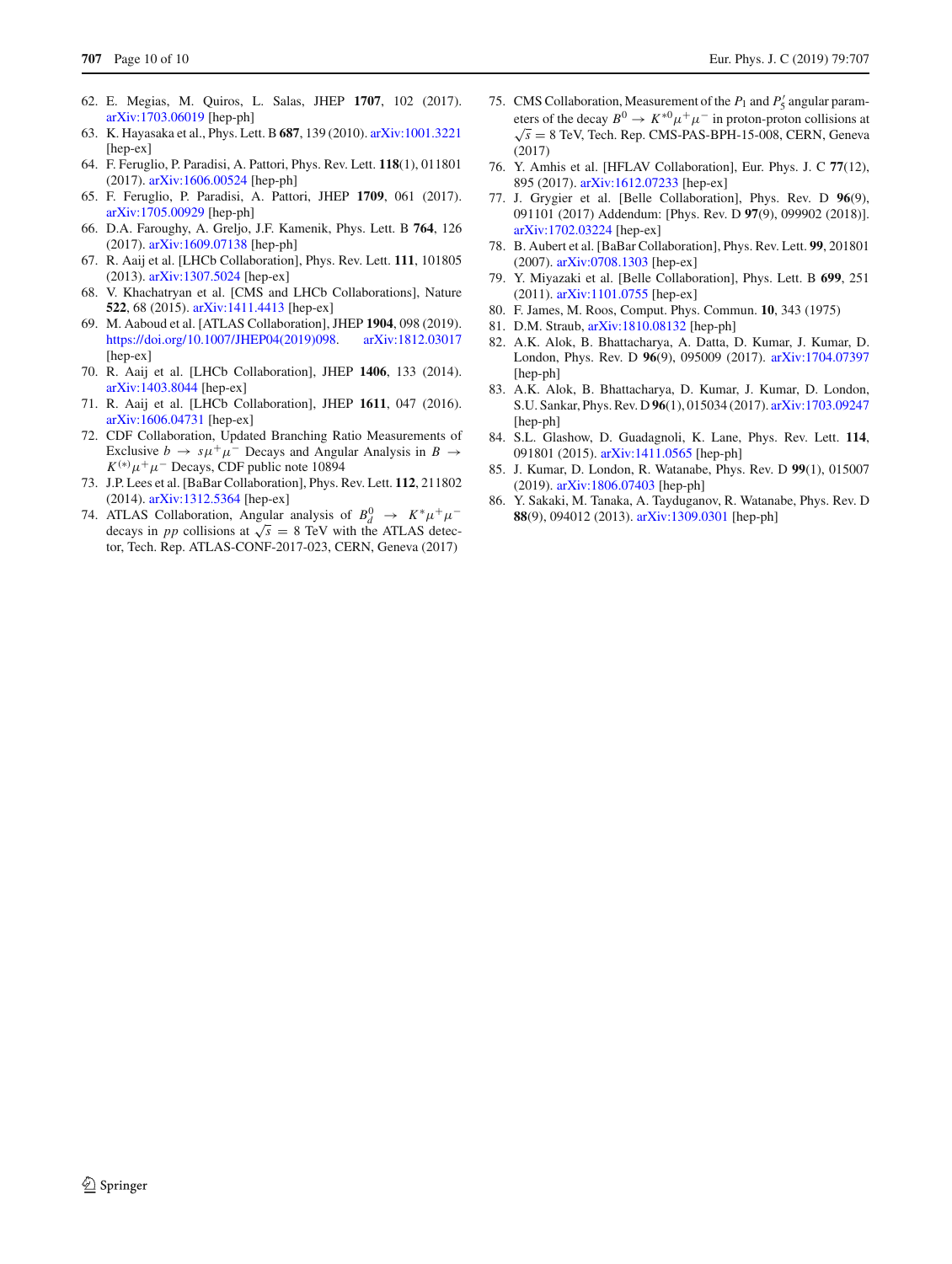62. E. Megias, M. Quiros, L. Salas, JHEP **1707**, 102 (2017). arXiv:1703.06019 [hep-ph]
63. K. Hayasaka et al., Phys. Lett. B **687**, 139 (2010). arXiv:1001.3221 [hep-ex]
64. F. Feruglio, P. Paradisi, A. Pattori, Phys. Rev. Lett. **118**(1), 011801 (2017). arXiv:1606.00524 [hep-ph]
65. F. Feruglio, P. Paradisi, A. Pattori, JHEP **1709**, 061 (2017). arXiv:1705.00929 [hep-ph]
66. D.A. Faroughy, A. Greljo, J.F. Kamenik, Phys. Lett. B **764**, 126 (2017). arXiv:1609.07138 [hep-ph]
67. R. Aaij et al. [LHCb Collaboration], Phys. Rev. Lett. **111**, 101805 (2013). arXiv:1307.5024 [hep-ex]
68. V. Khachatryan et al. [CMS and LHCb Collaborations], Nature **522**, 68 (2015). arXiv:1411.4413 [hep-ex]
69. M. Aaboud et al. [ATLAS Collaboration], JHEP **1904**, 098 (2019). https://doi.org/10.1007/JHEP04(2019)098. arXiv:1812.03017 [hep-ex]
70. R. Aaij et al. [LHCb Collaboration], JHEP **1406**, 133 (2014). arXiv:1403.8044 [hep-ex]
71. R. Aaij et al. [LHCb Collaboration], JHEP **1611**, 047 (2016). arXiv:1606.04731 [hep-ex]
72. CDF Collaboration, Updated Branching Ratio Measurements of Exclusive $b \to s\mu^+\mu^-$ Decays and Angular Analysis in $B \to K^{(*)}\mu^+\mu^-$ Decays, CDF public note 10894
73. J.P. Lees et al. [BaBar Collaboration], Phys. Rev. Lett. **112**, 211802 (2014). arXiv:1312.5364 [hep-ex]
74. ATLAS Collaboration, Angular analysis of $B_d^0 \to K^*\mu^+\mu^-$ decays in $pp$ collisions at $\sqrt{s} = 8$ TeV with the ATLAS detector, Tech. Rep. ATLAS-CONF-2017-023, CERN, Geneva (2017)
75. CMS Collaboration, Measurement of the $P_1$ and $P_5'$ angular parameters of the decay $B^0 \to K^{*0}\mu^+\mu^-$ in proton-proton collisions at $\sqrt{s} = 8$ TeV, Tech. Rep. CMS-PAS-BPH-15-008, CERN, Geneva (2017)
76. Y. Amhis et al. [HFLAV Collaboration], Eur. Phys. J. C **77**(12), 895 (2017). arXiv:1612.07233 [hep-ex]
77. J. Grygier et al. [Belle Collaboration], Phys. Rev. D **96**(9), 091101 (2017) Addendum: [Phys. Rev. D **97**(9), 099902 (2018)]. arXiv:1702.03224 [hep-ex]
78. B. Aubert et al. [BaBar Collaboration], Phys. Rev. Lett. **99**, 201801 (2007). arXiv:0708.1303 [hep-ex]
79. Y. Miyazaki et al. [Belle Collaboration], Phys. Lett. B **699**, 251 (2011). arXiv:1101.0755 [hep-ex]
80. F. James, M. Roos, Comput. Phys. Commun. **10**, 343 (1975)
81. D.M. Straub, arXiv:1810.08132 [hep-ph]
82. A.K. Alok, B. Bhattacharya, A. Datta, D. Kumar, J. Kumar, D. London, Phys. Rev. D **96**(9), 095009 (2017). arXiv:1704.07397 [hep-ph]
83. A.K. Alok, B. Bhattacharya, D. Kumar, J. Kumar, D. London, S.U. Sankar, Phys. Rev. D **96**(1), 015034 (2017). arXiv:1703.09247 [hep-ph]
84. S.L. Glashow, D. Guadagnoli, K. Lane, Phys. Rev. Lett. **114**, 091801 (2015). arXiv:1411.0565 [hep-ph]
85. J. Kumar, D. London, R. Watanabe, Phys. Rev. D **99**(1), 015007 (2019). arXiv:1806.07403 [hep-ph]
86. Y. Sakaki, M. Tanaka, A. Tayduganov, R. Watanabe, Phys. Rev. D **88**(9), 094012 (2013). arXiv:1309.0301 [hep-ph]